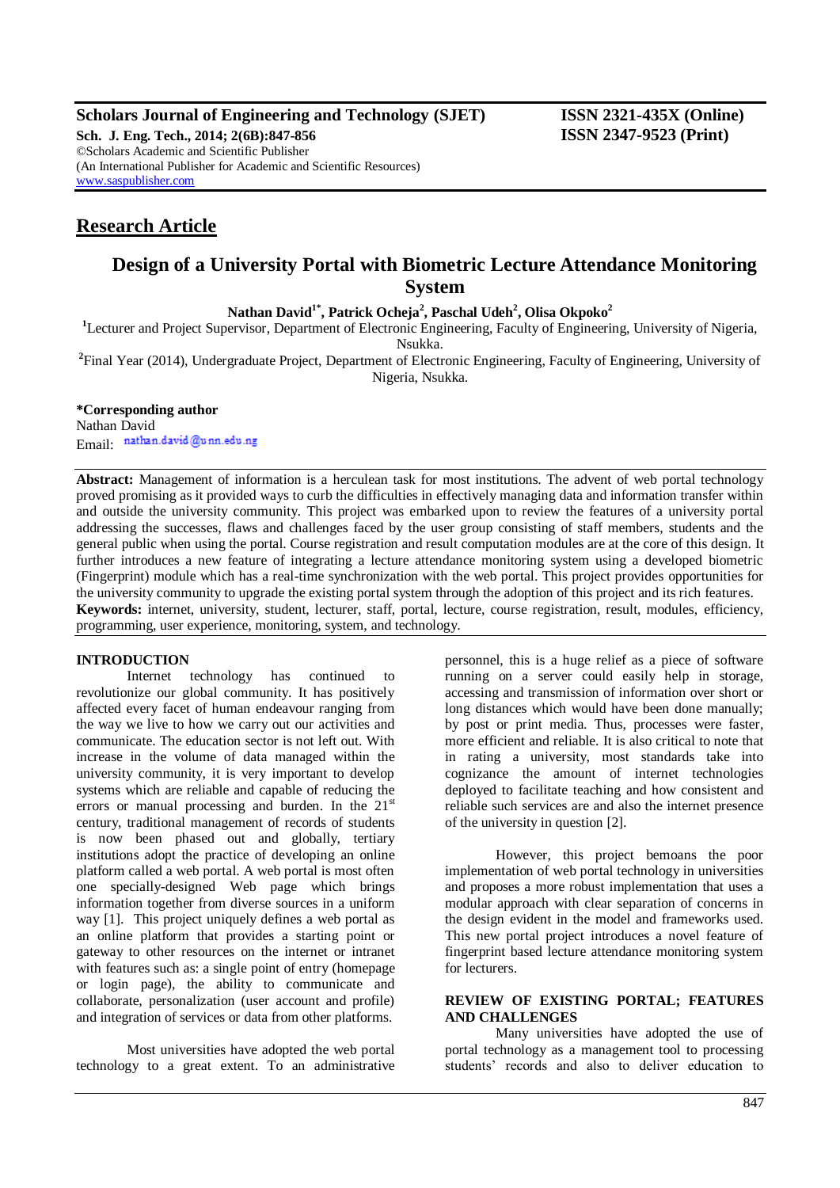Scholars Journal of Engineering and Technology (SJET) ISSN 2321-435X (Online)
Sch. J. Eng. Tech., 2014; 2(6B):847-856 ISSN 2347-9523 (Print)
©Scholars Academic and Scientific Publisher
(An International Publisher for Academic and Scientific Resources)
www.saspublisher.com

## Research Article

# Design of a University Portal with Biometric Lecture Attendance Monitoring System

**Nathan David[1*], Patrick Ocheja[2], Paschal Udeh[2], Olisa Okpoko[2]**

[1]Lecturer and Project Supervisor, Department of Electronic Engineering, Faculty of Engineering, University of Nigeria, Nsukka.

[2]Final Year (2014), Undergraduate Project, Department of Electronic Engineering, Faculty of Engineering, University of Nigeria, Nsukka.

**\*Corresponding author**
Nathan David
Email: nathan.david@unn.edu.ng

**Abstract:** Management of information is a herculean task for most institutions. The advent of web portal technology proved promising as it provided ways to curb the difficulties in effectively managing data and information transfer within and outside the university community. This project was embarked upon to review the features of a university portal addressing the successes, flaws and challenges faced by the user group consisting of staff members, students and the general public when using the portal. Course registration and result computation modules are at the core of this design. It further introduces a new feature of integrating a lecture attendance monitoring system using a developed biometric (Fingerprint) module which has a real-time synchronization with the web portal. This project provides opportunities for the university community to upgrade the existing portal system through the adoption of this project and its rich features.

**Keywords:** internet, university, student, lecturer, staff, portal, lecture, course registration, result, modules, efficiency, programming, user experience, monitoring, system, and technology.

## INTRODUCTION

Internet technology has continued to revolutionize our global community. It has positively affected every facet of human endeavour ranging from the way we live to how we carry out our activities and communicate. The education sector is not left out. With increase in the volume of data managed within the university community, it is very important to develop systems which are reliable and capable of reducing the errors or manual processing and burden. In the 21st century, traditional management of records of students is now been phased out and globally, tertiary institutions adopt the practice of developing an online platform called a web portal. A web portal is most often one specially-designed Web page which brings information together from diverse sources in a uniform way [1]. This project uniquely defines a web portal as an online platform that provides a starting point or gateway to other resources on the internet or intranet with features such as: a single point of entry (homepage or login page), the ability to communicate and collaborate, personalization (user account and profile) and integration of services or data from other platforms.

Most universities have adopted the web portal technology to a great extent. To an administrative personnel, this is a huge relief as a piece of software running on a server could easily help in storage, accessing and transmission of information over short or long distances which would have been done manually; by post or print media. Thus, processes were faster, more efficient and reliable. It is also critical to note that in rating a university, most standards take into cognizance the amount of internet technologies deployed to facilitate teaching and how consistent and reliable such services are and also the internet presence of the university in question [2].

However, this project bemoans the poor implementation of web portal technology in universities and proposes a more robust implementation that uses a modular approach with clear separation of concerns in the design evident in the model and frameworks used. This new portal project introduces a novel feature of fingerprint based lecture attendance monitoring system for lecturers.

## REVIEW OF EXISTING PORTAL; FEATURES AND CHALLENGES

Many universities have adopted the use of portal technology as a management tool to processing students' records and also to deliver education to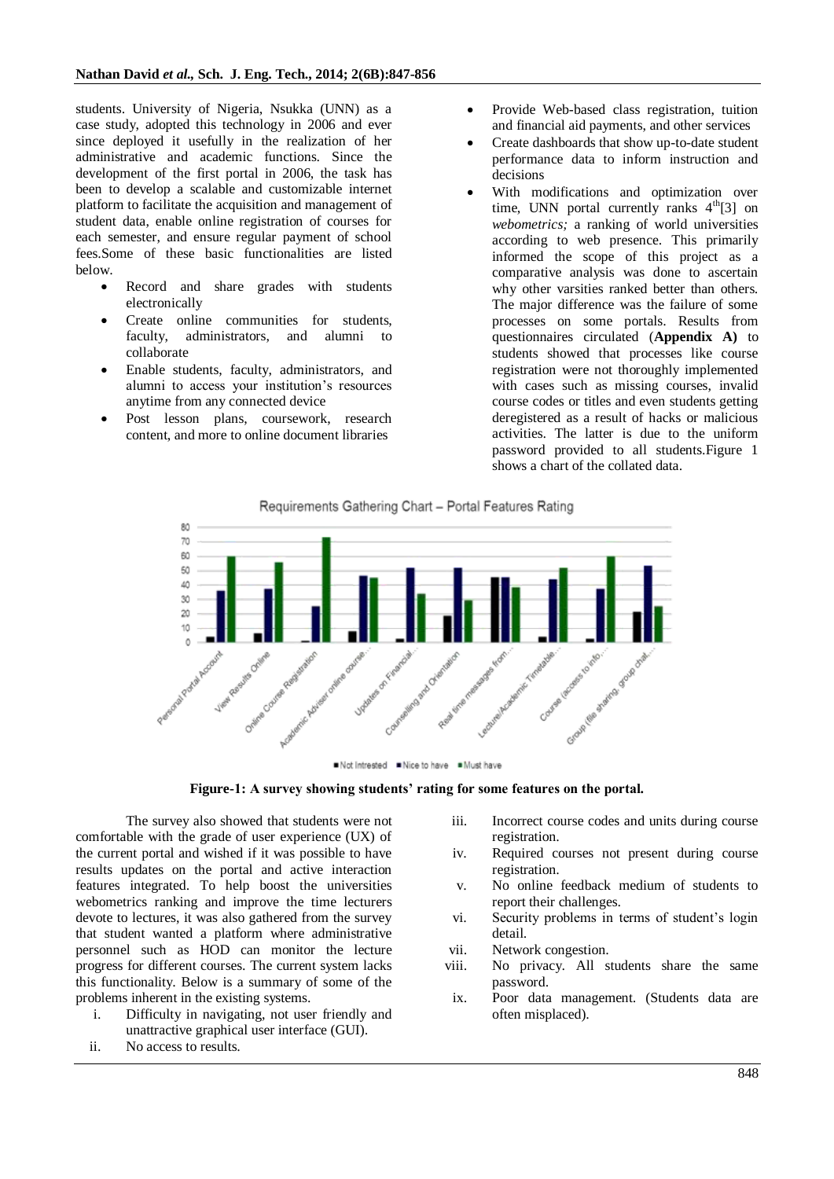students. University of Nigeria, Nsukka (UNN) as a case study, adopted this technology in 2006 and ever since deployed it usefully in the realization of her administrative and academic functions. Since the development of the first portal in 2006, the task has been to develop a scalable and customizable internet platform to facilitate the acquisition and management of student data, enable online registration of courses for each semester, and ensure regular payment of school fees.Some of these basic functionalities are listed below.

- Record and share grades with students electronically
- Create online communities for students, faculty, administrators, and alumni to collaborate
- Enable students, faculty, administrators, and alumni to access your institution's resources anytime from any connected device
- Post lesson plans, coursework, research content, and more to online document libraries
- Provide Web-based class registration, tuition and financial aid payments, and other services
- Create dashboards that show up-to-date student performance data to inform instruction and decisions
- With modifications and optimization over time, UNN portal currently ranks 4th[3] on *webometrics;* a ranking of world universities according to web presence. This primarily informed the scope of this project as a comparative analysis was done to ascertain why other varsities ranked better than others. The major difference was the failure of some processes on some portals. Results from questionnaires circulated (**Appendix A)** to students showed that processes like course registration were not thoroughly implemented with cases such as missing courses, invalid course codes or titles and even students getting deregistered as a result of hacks or malicious activities. The latter is due to the uniform password provided to all students.Figure 1 shows a chart of the collated data.

**Figure-1: A survey showing students' rating for some features on the portal.**

The survey also showed that students were not comfortable with the grade of user experience (UX) of the current portal and wished if it was possible to have results updates on the portal and active interaction features integrated. To help boost the universities webometrics ranking and improve the time lecturers devote to lectures, it was also gathered from the survey that student wanted a platform where administrative personnel such as HOD can monitor the lecture progress for different courses. The current system lacks this functionality. Below is a summary of some of the problems inherent in the existing systems.

i. Difficulty in navigating, not user friendly and unattractive graphical user interface (GUI).
ii. No access to results.
iii. Incorrect course codes and units during course registration.
iv. Required courses not present during course registration.
v. No online feedback medium of students to report their challenges.
vi. Security problems in terms of student's login detail.
vii. Network congestion.
viii. No privacy. All students share the same password.
ix. Poor data management. (Students data are often misplaced).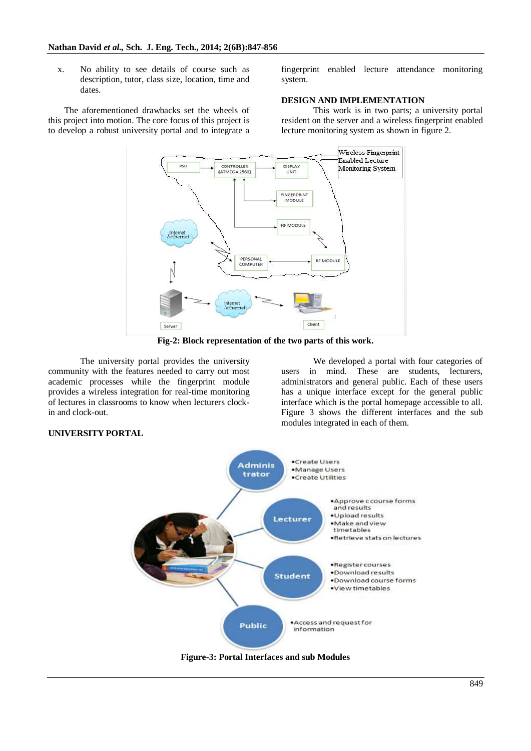x. No ability to see details of course such as description, tutor, class size, location, time and dates.

The aforementioned drawbacks set the wheels of this project into motion. The core focus of this project is to develop a robust university portal and to integrate a fingerprint enabled lecture attendance monitoring system.

## DESIGN AND IMPLEMENTATION

This work is in two parts; a university portal resident on the server and a wireless fingerprint enabled lecture monitoring system as shown in figure 2.

**Fig-2: Block representation of the two parts of this work.**

The university portal provides the university community with the features needed to carry out most academic processes while the fingerprint module provides a wireless integration for real-time monitoring of lectures in classrooms to know when lecturers clock-in and clock-out.

## UNIVERSITY PORTAL

We developed a portal with four categories of users in mind. These are students, lecturers, administrators and general public. Each of these users has a unique interface except for the general public interface which is the portal homepage accessible to all. Figure 3 shows the different interfaces and the sub modules integrated in each of them.

**Figure-3: Portal Interfaces and sub Modules**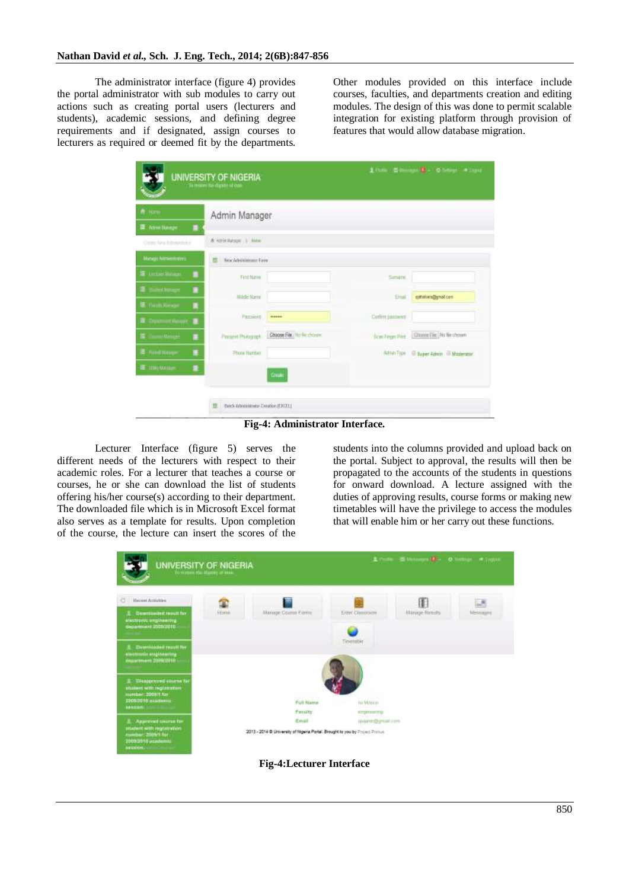The administrator interface (figure 4) provides the portal administrator with sub modules to carry out actions such as creating portal users (lecturers and students), academic sessions, and defining degree requirements and if designated, assign courses to lecturers as required or deemed fit by the departments. Other modules provided on this interface include courses, faculties, and departments creation and editing modules. The design of this was done to permit scalable integration for existing platform through provision of features that would allow database migration.

**Fig-4: Administrator Interface.**

Lecturer Interface (figure 5) serves the different needs of the lecturers with respect to their academic roles. For a lecturer that teaches a course or courses, he or she can download the list of students offering his/her course(s) according to their department. The downloaded file which is in Microsoft Excel format also serves as a template for results. Upon completion of the course, the lecture can insert the scores of the students into the columns provided and upload back on the portal. Subject to approval, the results will then be propagated to the accounts of the students in questions for onward download. A lecture assigned with the duties of approving results, course forms or making new timetables will have the privilege to access the modules that will enable him or her carry out these functions.

**Fig-4:Lecturer Interface**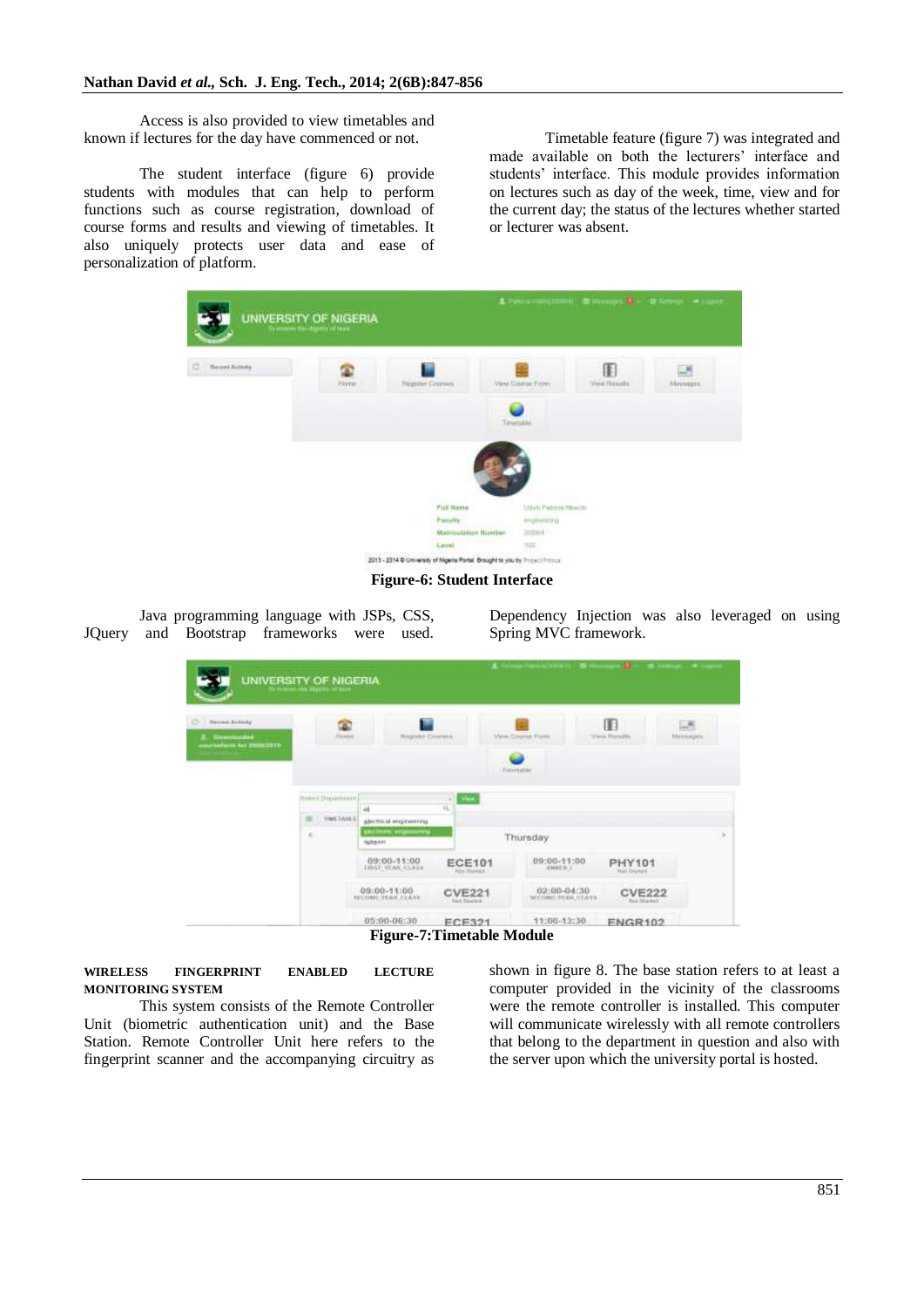Access is also provided to view timetables and known if lectures for the day have commenced or not.

The student interface (figure 6) provide students with modules that can help to perform functions such as course registration, download of course forms and results and viewing of timetables. It also uniquely protects user data and ease of personalization of platform.

Timetable feature (figure 7) was integrated and made available on both the lecturers' interface and students' interface. This module provides information on lectures such as day of the week, time, view and for the current day; the status of the lectures whether started or lecturer was absent.

**Figure-6: Student Interface**

Java programming language with JSPs, CSS, JQuery and Bootstrap frameworks were used. Dependency Injection was also leveraged on using Spring MVC framework.

**Figure-7:Timetable Module**

**WIRELESS FINGERPRINT ENABLED LECTURE MONITORING SYSTEM**

This system consists of the Remote Controller Unit (biometric authentication unit) and the Base Station. Remote Controller Unit here refers to the fingerprint scanner and the accompanying circuitry as shown in figure 8. The base station refers to at least a computer provided in the vicinity of the classrooms were the remote controller is installed. This computer will communicate wirelessly with all remote controllers that belong to the department in question and also with the server upon which the university portal is hosted.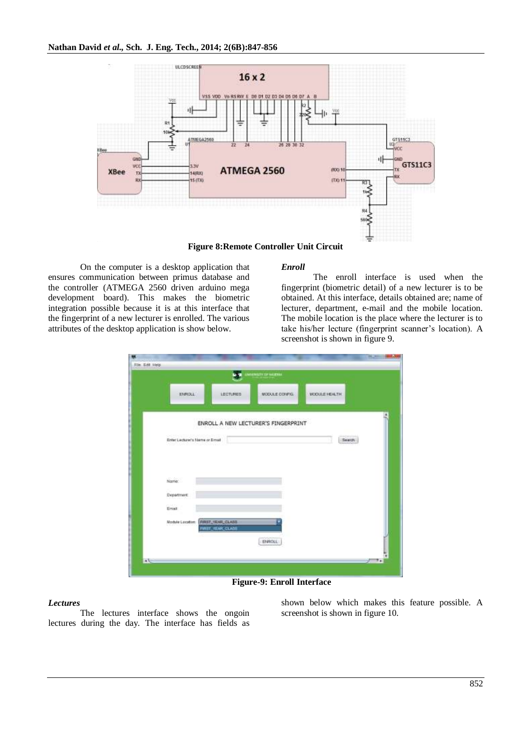**Figure 8:Remote Controller Unit Circuit**

On the computer is a desktop application that ensures communication between primus database and the controller (ATMEGA 2560 driven arduino mega development board). This makes the biometric integration possible because it is at this interface that the fingerprint of a new lecturer is enrolled. The various attributes of the desktop application is show below.

### *Enroll*

The enroll interface is used when the fingerprint (biometric detail) of a new lecturer is to be obtained. At this interface, details obtained are; name of lecturer, department, e-mail and the mobile location. The mobile location is the place where the lecturer is to take his/her lecture (fingerprint scanner's location). A screenshot is shown in figure 9.

**Figure-9: Enroll Interface**

### *Lectures*

The lectures interface shows the ongoin lectures during the day. The interface has fields as shown below which makes this feature possible. A screenshot is shown in figure 10.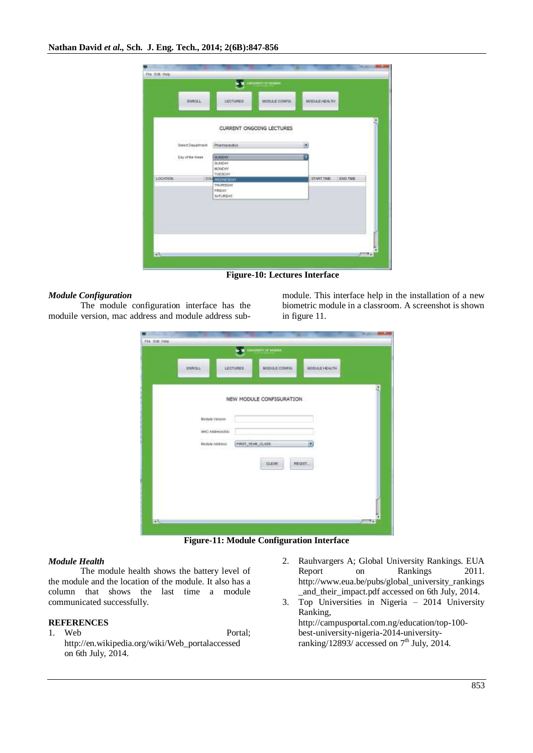Figure-10: Lectures Interface

### *Module Configuration*

The module configuration interface has the moduile version, mac address and module address sub-module. This interface help in the installation of a new biometric module in a classroom. A screenshot is shown in figure 11.

Figure-11: Module Configuration Interface

### *Module Health*

The module health shows the battery level of the module and the location of the module. It also has a column that shows the last time a module communicated successfully.

## REFERENCES

1. Web Portal; http://en.wikipedia.org/wiki/Web_portalaccessed on 6th July, 2014.
2. Rauhvargers A; Global University Rankings. EUA Report on Rankings 2011. http://www.eua.be/pubs/global_university_rankings_and_their_impact.pdf accessed on 6th July, 2014.
3. Top Universities in Nigeria – 2014 University Ranking, http://campusportal.com.ng/education/top-100-best-university-nigeria-2014-university-ranking/12893/ accessed on 7th July, 2014.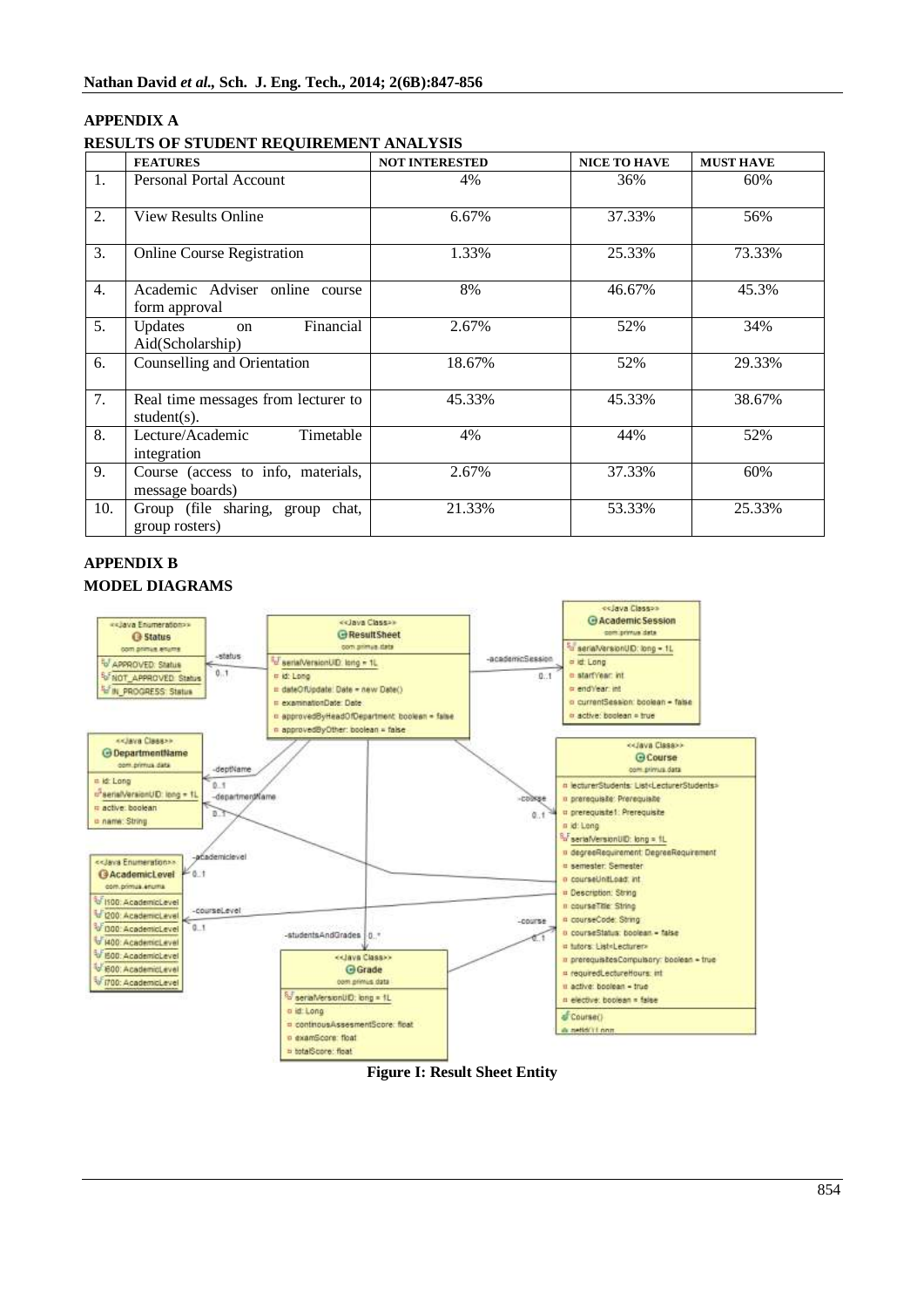## APPENDIX A

### RESULTS OF STUDENT REQUIREMENT ANALYSIS

| | FEATURES | NOT INTERESTED | NICE TO HAVE | MUST HAVE |
|---|---|---|---|---|
| 1. | Personal Portal Account | 4% | 36% | 60% |
| 2. | View Results Online | 6.67% | 37.33% | 56% |
| 3. | Online Course Registration | 1.33% | 25.33% | 73.33% |
| 4. | Academic Adviser online course form approval | 8% | 46.67% | 45.3% |
| 5. | Updates on Financial Aid(Scholarship) | 2.67% | 52% | 34% |
| 6. | Counselling and Orientation | 18.67% | 52% | 29.33% |
| 7. | Real time messages from lecturer to student(s). | 45.33% | 45.33% | 38.67% |
| 8. | Lecture/Academic Timetable integration | 4% | 44% | 52% |
| 9. | Course (access to info, materials, message boards) | 2.67% | 37.33% | 60% |
| 10. | Group (file sharing, group chat, group rosters) | 21.33% | 53.33% | 25.33% |

## APPENDIX B

### MODEL DIAGRAMS

**Figure I: Result Sheet Entity**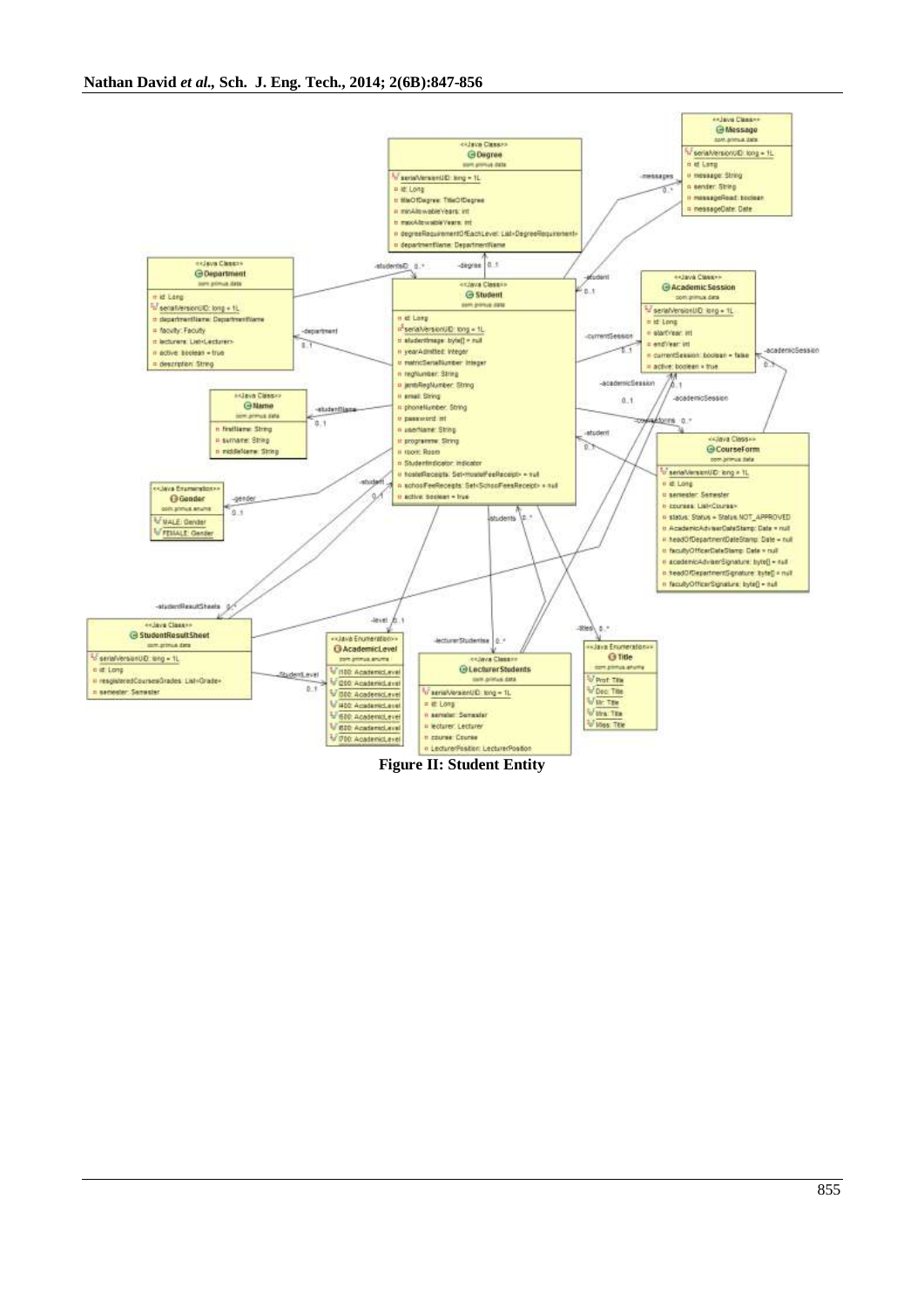**Figure II: Student Entity**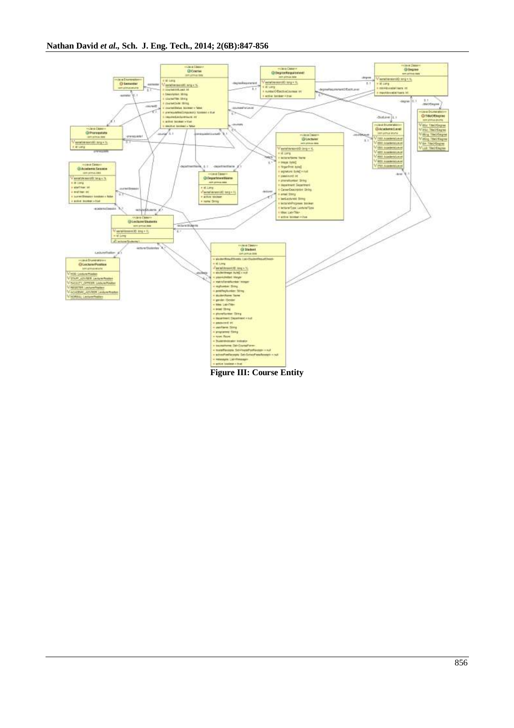**Figure III: Course Entity**